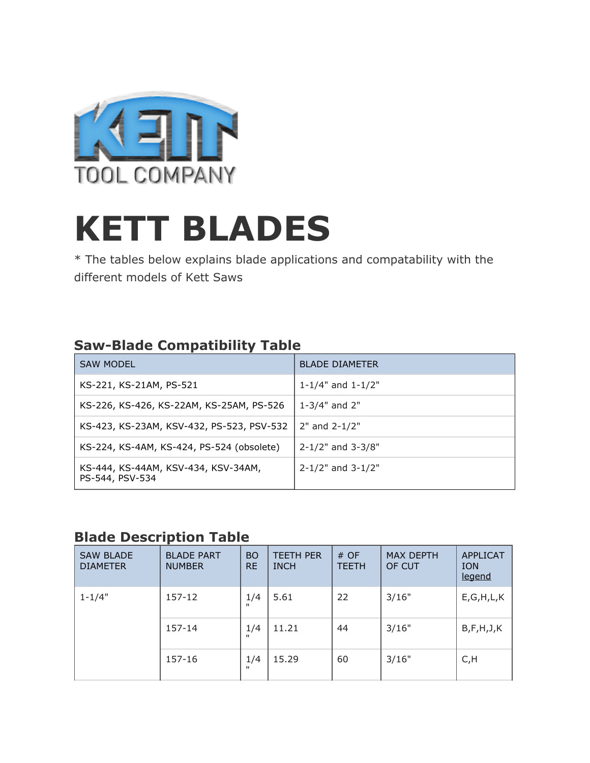KETT
TOOL COMPANY

# KETT BLADES

* The tables below explains blade applications and compatability with the different models of Kett Saws

### Saw-Blade Compatibility Table

| SAW MODEL | BLADE DIAMETER |
|---|---|
| KS-221, KS-21AM, PS-521 | 1-1/4" and 1-1/2" |
| KS-226, KS-426, KS-22AM, KS-25AM, PS-526 | 1-3/4" and 2" |
| KS-423, KS-23AM, KSV-432, PS-523, PSV-532 | 2" and 2-1/2" |
| KS-224, KS-4AM, KS-424, PS-524 (obsolete) | 2-1/2" and 3-3/8" |
| KS-444, KS-44AM, KSV-434, KSV-34AM, PS-544, PSV-534 | 2-1/2" and 3-1/2" |

### Blade Description Table

| SAW BLADE DIAMETER | BLADE PART NUMBER | BORE | TEETH PER INCH | # OF TEETH | MAX DEPTH OF CUT | APPLICATION legend |
|---|---|---|---|---|---|---|
| 1-1/4" | 157-12 | 1/4" | 5.61 | 22 | 3/16" | E,G,H,L,K |
| | 157-14 | 1/4" | 11.21 | 44 | 3/16" | B,F,H,J,K |
| | 157-16 | 1/4" | 15.29 | 60 | 3/16" | C,H |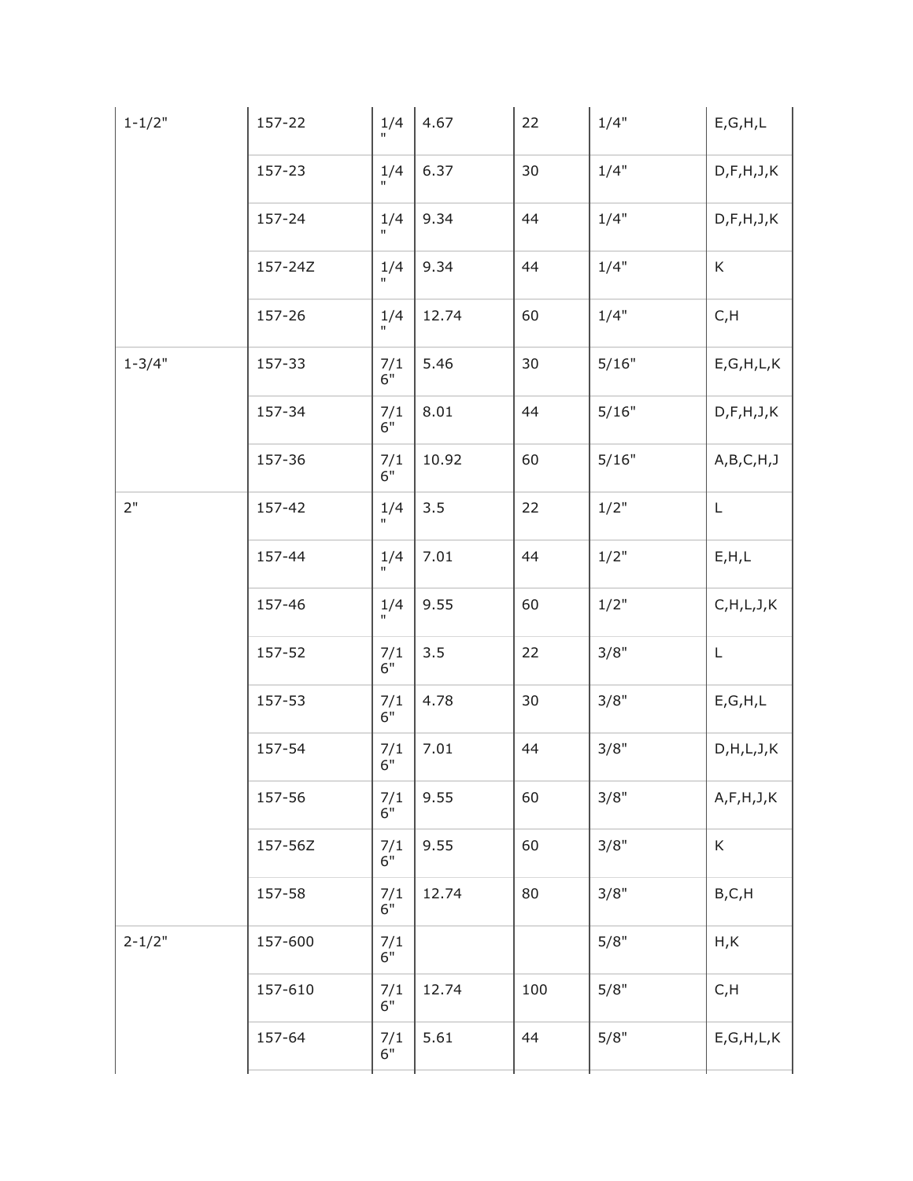| | | | | | | |
|---|---|---|---|---|---|---|
| 1-1/2" | 157-22 | 1/4" | 4.67 | 22 | 1/4" | E,G,H,L |
| | 157-23 | 1/4" | 6.37 | 30 | 1/4" | D,F,H,J,K |
| | 157-24 | 1/4" | 9.34 | 44 | 1/4" | D,F,H,J,K |
| | 157-24Z | 1/4" | 9.34 | 44 | 1/4" | K |
| | 157-26 | 1/4" | 12.74 | 60 | 1/4" | C,H |
| 1-3/4" | 157-33 | 7/16" | 5.46 | 30 | 5/16" | E,G,H,L,K |
| | 157-34 | 7/16" | 8.01 | 44 | 5/16" | D,F,H,J,K |
| | 157-36 | 7/16" | 10.92 | 60 | 5/16" | A,B,C,H,J |
| 2" | 157-42 | 1/4" | 3.5 | 22 | 1/2" | L |
| | 157-44 | 1/4" | 7.01 | 44 | 1/2" | E,H,L |
| | 157-46 | 1/4" | 9.55 | 60 | 1/2" | C,H,L,J,K |
| | 157-52 | 7/16" | 3.5 | 22 | 3/8" | L |
| | 157-53 | 7/16" | 4.78 | 30 | 3/8" | E,G,H,L |
| | 157-54 | 7/16" | 7.01 | 44 | 3/8" | D,H,L,J,K |
| | 157-56 | 7/16" | 9.55 | 60 | 3/8" | A,F,H,J,K |
| | 157-56Z | 7/16" | 9.55 | 60 | 3/8" | K |
| | 157-58 | 7/16" | 12.74 | 80 | 3/8" | B,C,H |
| 2-1/2" | 157-600 | 7/16" | | | 5/8" | H,K |
| | 157-610 | 7/16" | 12.74 | 100 | 5/8" | C,H |
| | 157-64 | 7/16" | 5.61 | 44 | 5/8" | E,G,H,L,K |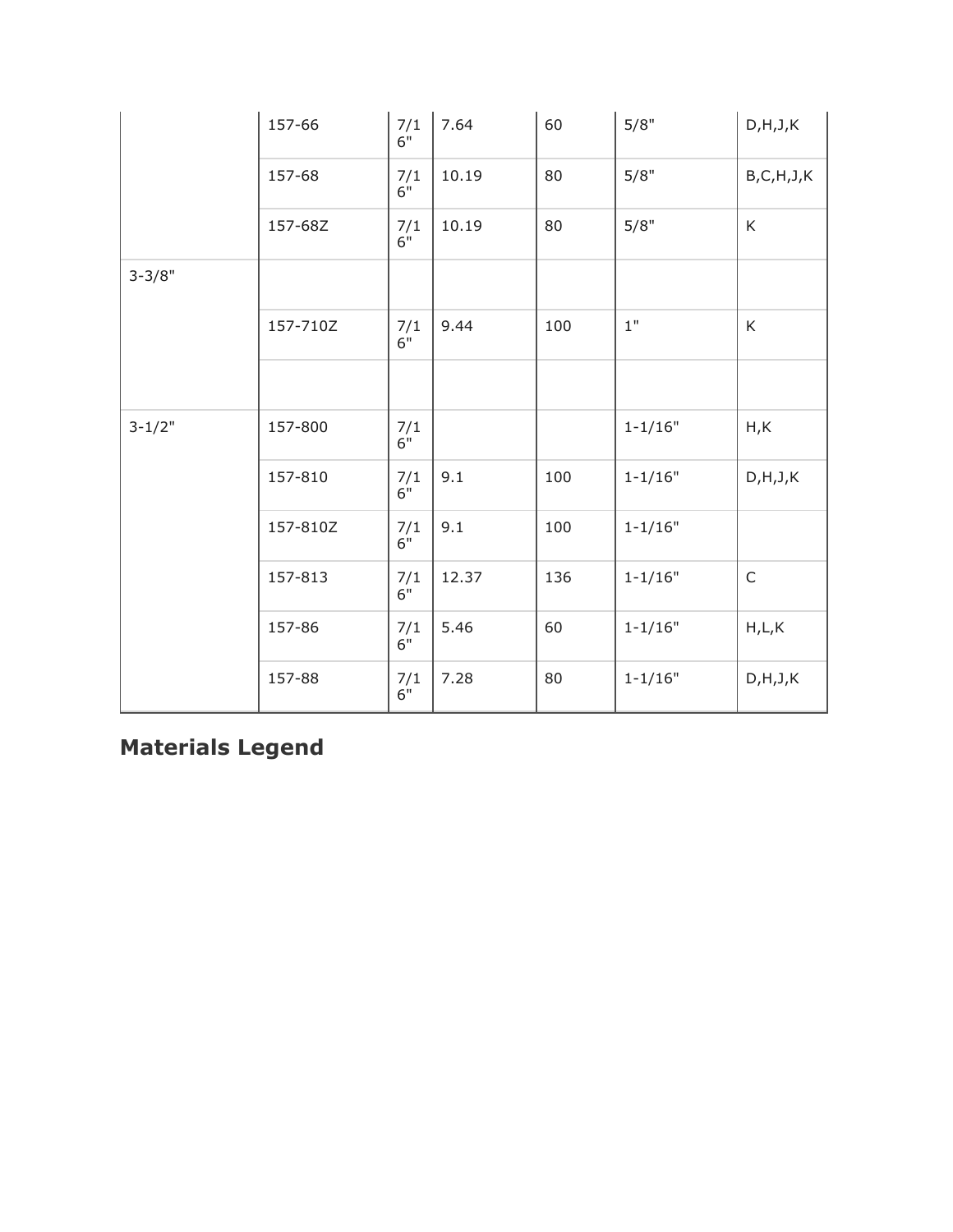| | | | | | | |
|---|---|---|---|---|---|---|
| | 157-66 | 7/16" | 7.64 | 60 | 5/8" | D,H,J,K |
| | 157-68 | 7/16" | 10.19 | 80 | 5/8" | B,C,H,J,K |
| | 157-68Z | 7/16" | 10.19 | 80 | 5/8" | K |
| 3-3/8" | | | | | | |
| | 157-710Z | 7/16" | 9.44 | 100 | 1" | K |
| | | | | | | |
| 3-1/2" | 157-800 | 7/16" | | | 1-1/16" | H,K |
| | 157-810 | 7/16" | 9.1 | 100 | 1-1/16" | D,H,J,K |
| | 157-810Z | 7/16" | 9.1 | 100 | 1-1/16" | |
| | 157-813 | 7/16" | 12.37 | 136 | 1-1/16" | C |
| | 157-86 | 7/16" | 5.46 | 60 | 1-1/16" | H,L,K |
| | 157-88 | 7/16" | 7.28 | 80 | 1-1/16" | D,H,J,K |

## Materials Legend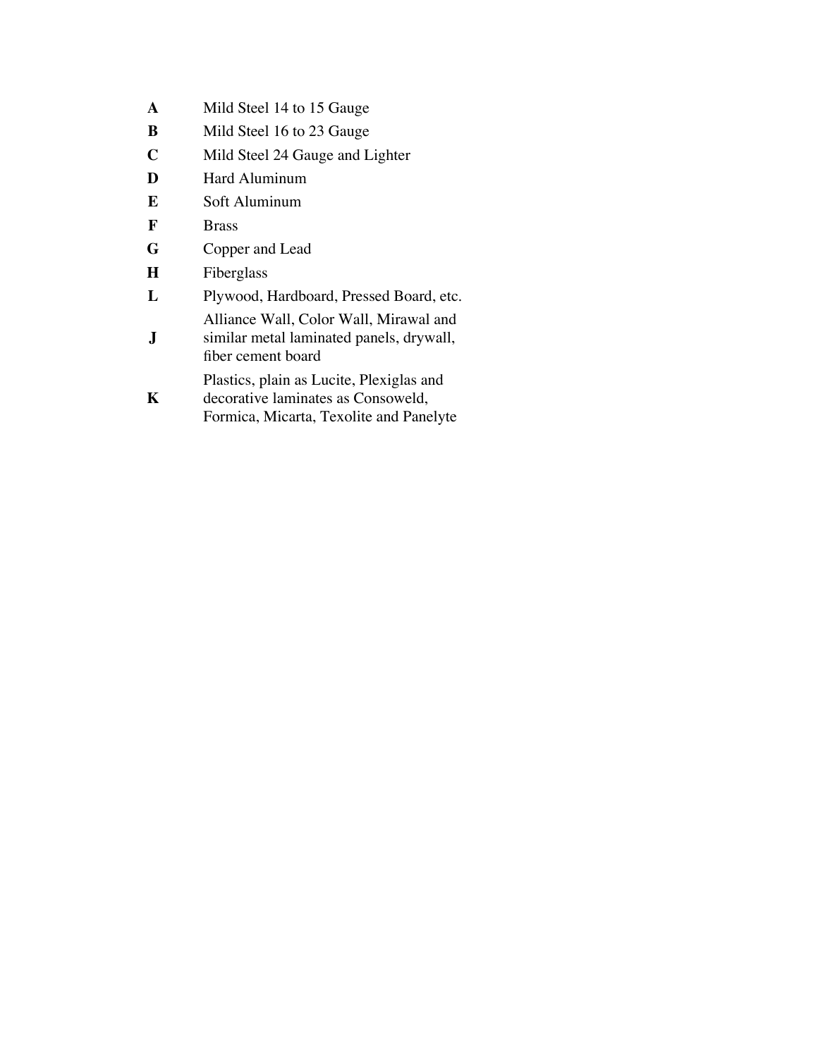| | |
|---|---|
| **A** | Mild Steel 14 to 15 Gauge |
| **B** | Mild Steel 16 to 23 Gauge |
| **C** | Mild Steel 24 Gauge and Lighter |
| **D** | Hard Aluminum |
| **E** | Soft Aluminum |
| **F** | Brass |
| **G** | Copper and Lead |
| **H** | Fiberglass |
| **L** | Plywood, Hardboard, Pressed Board, etc. |
| **J** | Alliance Wall, Color Wall, Mirawal and similar metal laminated panels, drywall, fiber cement board |
| **K** | Plastics, plain as Lucite, Plexiglas and decorative laminates as Consoweld, Formica, Micarta, Texolite and Panelyte |